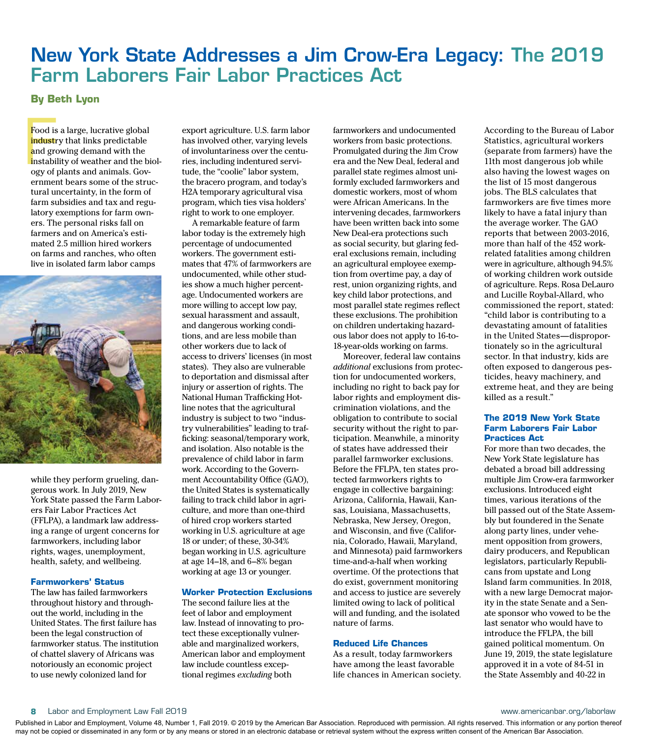# New York State Addresses a Jim Crow-Era Legacy: The 2019 Farm Laborers Fair Labor Practices Act

**By Beth Lyon**

Food is a large, lucrative global industry that links predictable and growing demand with the instability of weather and the biology of plants and animals. Government bears some of the structural uncertainty, in the form of farm subsidies and tax and regulatory exemptions for farm owners. The personal risks fall on farmers and on America's estimated 2.5 million hired workers on farms and ranches, who often live in isolated farm labor camps while they perform grueling, dangerous work. In July 2019, New York State passed the Farm Laborers Fair Labor Practices Act (FFLPA), a landmark law addressing a range of urgent concerns for farmworkers, including labor rights, wages, unemployment, health, safety, and wellbeing.

### Farmworkers' Status

The law has failed farmworkers throughout history and throughout the world, including in the United States. The first failure has been the legal construction of farmworker status. The institution of chattel slavery of Africans was notoriously an economic project to use newly colonized land for export agriculture. U.S. farm labor has involved other, varying levels of involuntariness over the centuries, including indentured servitude, the "coolie" labor system, the bracero program, and today's H2A temporary agricultural visa program, which ties visa holders' right to work to one employer.

A remarkable feature of farm labor today is the extremely high percentage of undocumented workers. The government estimates that 47% of farmworkers are undocumented, while other studies show a much higher percentage. Undocumented workers are more willing to accept low pay, sexual harassment and assault, and dangerous working conditions, and are less mobile than other workers due to lack of access to drivers' licenses (in most states). They also are vulnerable to deportation and dismissal after injury or assertion of rights. The National Human Trafficking Hotline notes that the agricultural industry is subject to two "industry vulnerabilities" leading to trafficking: seasonal/temporary work, and isolation. Also notable is the prevalence of child labor in farm work. According to the Government Accountability Office (GAO), the United States is systematically failing to track child labor in agriculture, and more than one-third of hired crop workers started working in U.S. agriculture at age 18 or under; of these, 30-34% began working in U.S. agriculture at age 14–18, and 6–8% began working at age 13 or younger.

### Worker Protection Exclusions

The second failure lies at the feet of labor and employment law. Instead of innovating to protect these exceptionally vulnerable and marginalized workers, American labor and employment law include countless exceptional regimes *excluding* both farmworkers and undocumented workers from basic protections. Promulgated during the Jim Crow era and the New Deal, federal and parallel state regimes almost uniformly excluded farmworkers and domestic workers, most of whom were African Americans. In the intervening decades, farmworkers have been written back into some New Deal-era protections such as social security, but glaring federal exclusions remain, including an agricultural employee exemption from overtime pay, a day of rest, union organizing rights, and key child labor protections, and most parallel state regimes reflect these exclusions. The prohibition on children undertaking hazardous labor does not apply to 16-to-18-year-olds working on farms.

Moreover, federal law contains *additional* exclusions from protection for undocumented workers, including no right to back pay for labor rights and employment discrimination violations, and the obligation to contribute to social security without the right to participation. Meanwhile, a minority of states have addressed their parallel farmworker exclusions. Before the FFLPA, ten states protected farmworkers rights to engage in collective bargaining: Arizona, California, Hawaii, Kansas, Louisiana, Massachusetts, Nebraska, New Jersey, Oregon, and Wisconsin, and five (California, Colorado, Hawaii, Maryland, and Minnesota) paid farmworkers time-and-a-half when working overtime. Of the protections that do exist, government monitoring and access to justice are severely limited owing to lack of political will and funding, and the isolated nature of farms.

### Reduced Life Chances

As a result, today farmworkers have among the least favorable life chances in American society. According to the Bureau of Labor Statistics, agricultural workers (separate from farmers) have the 11th most dangerous job while also having the lowest wages on the list of 15 most dangerous jobs. The BLS calculates that farmworkers are five times more likely to have a fatal injury than the average worker. The GAO reports that between 2003-2016, more than half of the 452 work-related fatalities among children were in agriculture, although 94.5% of working children work outside of agriculture. Reps. Rosa DeLauro and Lucille Roybal-Allard, who commissioned the report, stated: "child labor is contributing to a devastating amount of fatalities in the United States—disproportionately so in the agricultural sector. In that industry, kids are often exposed to dangerous pesticides, heavy machinery, and extreme heat, and they are being killed as a result."

### The 2019 New York State Farm Laborers Fair Labor Practices Act

For more than two decades, the New York State legislature has debated a broad bill addressing multiple Jim Crow-era farmworker exclusions. Introduced eight times, various iterations of the bill passed out of the State Assembly but foundered in the Senate along party lines, under vehement opposition from growers, dairy producers, and Republican legislators, particularly Republicans from upstate and Long Island farm communities. In 2018, with a new large Democrat majority in the state Senate and a Senate sponsor who vowed to be the last senator who would have to introduce the FFLPA, the bill gained political momentum. On June 19, 2019, the state legislature approved it in a vote of 84-51 in the State Assembly and 40-22 in

Published in Labor and Employment, Volume 48, Number 1, Fall 2019. © 2019 by the American Bar Association. Reproduced with permission. All rights reserved. This information or any portion thereof may not be copied or disseminated in any form or by any means or stored in an electronic database or retrieval system without the express written consent of the American Bar Association.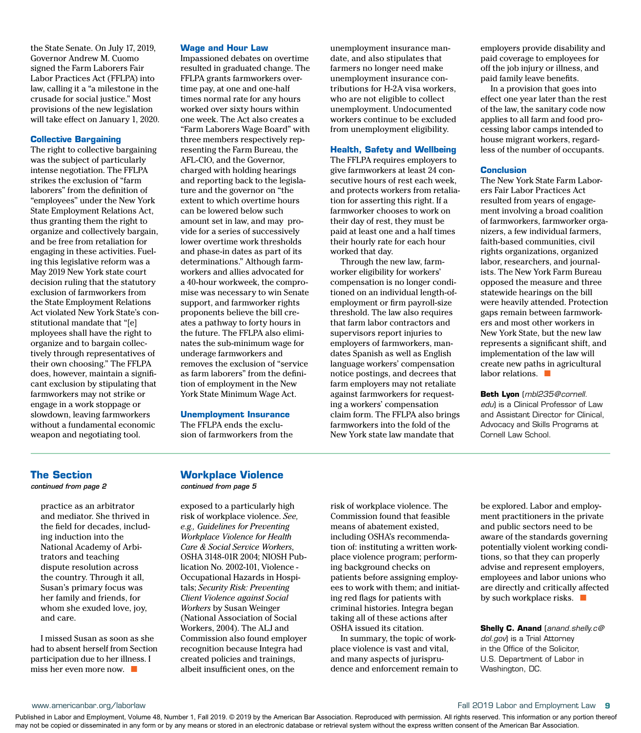the State Senate. On July 17, 2019, Governor Andrew M. Cuomo signed the Farm Laborers Fair Labor Practices Act (FFLPA) into law, calling it a "a milestone in the crusade for social justice." Most provisions of the new legislation will take effect on January 1, 2020.

### Collective Bargaining

The right to collective bargaining was the subject of particularly intense negotiation. The FFLPA strikes the exclusion of "farm laborers" from the definition of "employees" under the New York State Employment Relations Act, thus granting them the right to organize and collectively bargain, and be free from retaliation for engaging in these activities. Fueling this legislative reform was a May 2019 New York state court decision ruling that the statutory exclusion of farmworkers from the State Employment Relations Act violated New York State's constitutional mandate that "[e]mployees shall have the right to organize and to bargain collectively through representatives of their own choosing." The FFLPA does, however, maintain a significant exclusion by stipulating that farmworkers may not strike or engage in a work stoppage or slowdown, leaving farmworkers without a fundamental economic weapon and negotiating tool.

### Wage and Hour Law

Impassioned debates on overtime resulted in graduated change. The FFLPA grants farmworkers overtime pay, at one and one-half times normal rate for any hours worked over sixty hours within one week. The Act also creates a "Farm Laborers Wage Board" with three members respectively representing the Farm Bureau, the AFL-CIO, and the Governor, charged with holding hearings and reporting back to the legislature and the governor on "the extent to which overtime hours can be lowered below such amount set in law, and may provide for a series of successively lower overtime work thresholds and phase-in dates as part of its determinations." Although farmworkers and allies advocated for a 40-hour workweek, the compromise was necessary to win Senate support, and farmworker rights proponents believe the bill creates a pathway to forty hours in the future. The FFLPA also eliminates the sub-minimum wage for underage farmworkers and removes the exclusion of "service as farm laborers" from the definition of employment in the New York State Minimum Wage Act.

### Unemployment Insurance

The FFLPA ends the exclusion of farmworkers from the unemployment insurance mandate, and also stipulates that farmers no longer need make unemployment insurance contributions for H-2A visa workers, who are not eligible to collect unemployment. Undocumented workers continue to be excluded from unemployment eligibility.

### Health, Safety and Wellbeing

The FFLPA requires employers to give farmworkers at least 24 consecutive hours of rest each week, and protects workers from retaliation for asserting this right. If a farmworker chooses to work on their day of rest, they must be paid at least one and a half times their hourly rate for each hour worked that day.

Through the new law, farmworker eligibility for workers' compensation is no longer conditioned on an individual length-of-employment or firm payroll-size threshold. The law also requires that farm labor contractors and supervisors report injuries to employers of farmworkers, mandates Spanish as well as English language workers' compensation notice postings, and decrees that farm employers may not retaliate against farmworkers for requesting a workers' compensation claim form. The FFLPA also brings farmworkers into the fold of the New York state law mandate that employers provide disability and paid coverage to employees for off the job injury or illness, and paid family leave benefits.

In a provision that goes into effect one year later than the rest of the law, the sanitary code now applies to all farm and food processing labor camps intended to house migrant workers, regardless of the number of occupants.

### Conclusion

The New York State Farm Laborers Fair Labor Practices Act resulted from years of engagement involving a broad coalition of farmworkers, farmworker organizers, a few individual farmers, faith-based communities, civil rights organizations, organized labor, researchers, and journalists. The New York Farm Bureau opposed the measure and three statewide hearings on the bill were heavily attended. Protection gaps remain between farmworkers and most other workers in New York State, but the new law represents a significant shift, and implementation of the law will create new paths in agricultural labor relations. ■

**Beth Lyon** (*mbl235@cornell.edu*) is a Clinical Professor of Law and Assistant Director for Clinical, Advocacy and Skills Programs at Cornell Law School.

## The Section

*continued from page 2*

practice as an arbitrator and mediator. She thrived in the field for decades, including induction into the National Academy of Arbitrators and teaching dispute resolution across the country. Through it all, Susan's primary focus was her family and friends, for whom she exuded love, joy, and care.

I missed Susan as soon as she had to absent herself from Section participation due to her illness. I miss her even more now. ■

## Workplace Violence

*continued from page 5*

exposed to a particularly high risk of workplace violence. *See, e.g., Guidelines for Preventing Workplace Violence for Health Care & Social Service Workers*, OSHA 3148-01R 2004; NIOSH Publication No. 2002-101, Violence - Occupational Hazards in Hospitals; *Security Risk: Preventing Client Violence against Social Workers* by Susan Weinger (National Association of Social Workers, 2004). The ALJ and Commission also found employer recognition because Integra had created policies and trainings, albeit insufficient ones, on the risk of workplace violence. The Commission found that feasible means of abatement existed, including OSHA's recommendation of: instituting a written workplace violence program; performing background checks on patients before assigning employees to work with them; and initiating red flags for patients with criminal histories. Integra began taking all of these actions after OSHA issued its citation.

In summary, the topic of workplace violence is vast and vital, and many aspects of jurisprudence and enforcement remain to be explored. Labor and employment practitioners in the private and public sectors need to be aware of the standards governing potentially violent working conditions, so that they can properly advise and represent employers, employees and labor unions who are directly and critically affected by such workplace risks. ■

**Shelly C. Anand** (*anand.shelly.c@dol.gov*) is a Trial Attorney in the Office of the Solicitor, U.S. Department of Labor in Washington, DC.

Published in Labor and Employment, Volume 48, Number 1, Fall 2019. © 2019 by the American Bar Association. Reproduced with permission. All rights reserved. This information or any portion thereof may not be copied or disseminated in any form or by any means or stored in an electronic database or retrieval system without the express written consent of the American Bar Association.